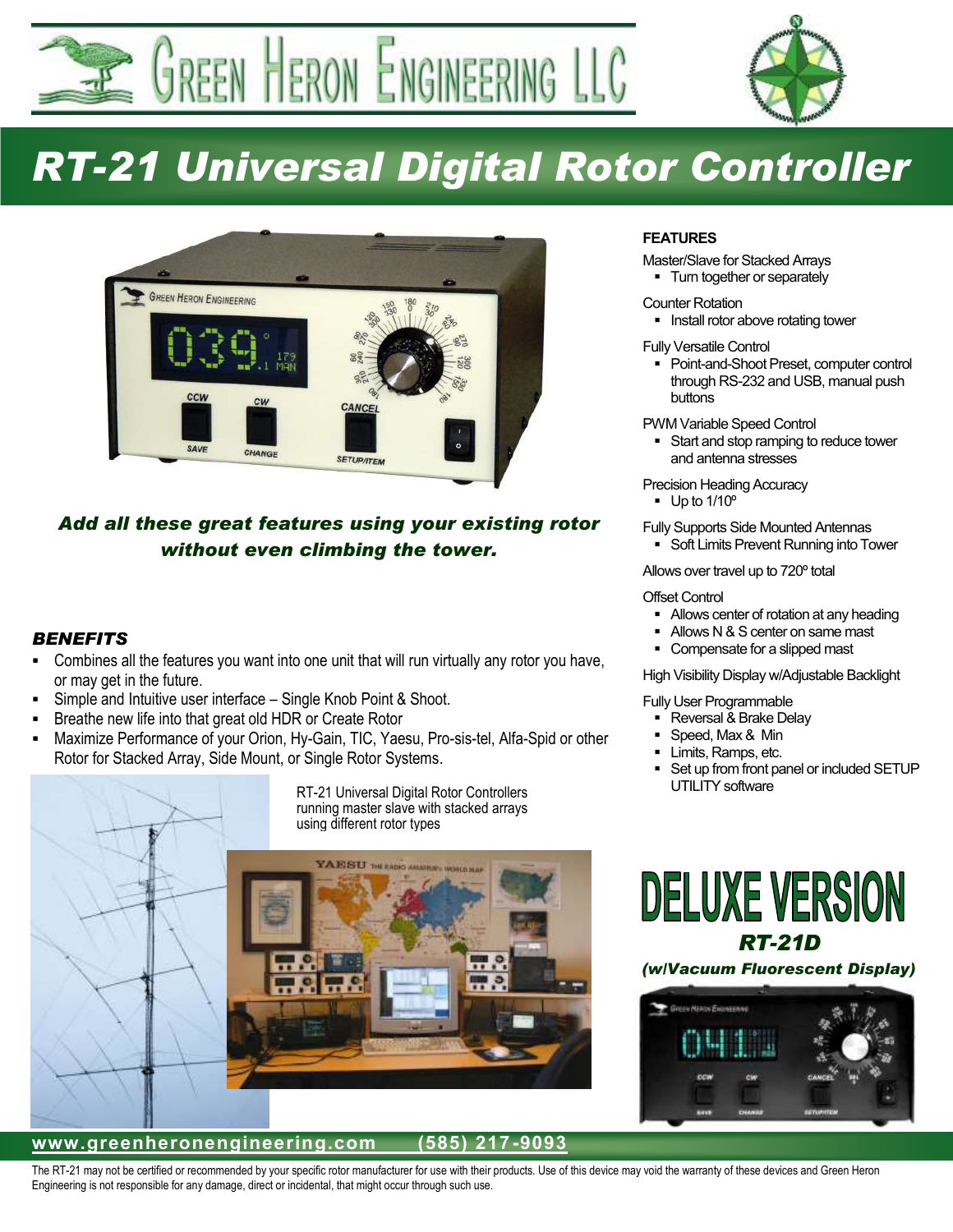# Green Heron Engineering LLC

# RT-21 Universal Digital Rotor Controller

***Add all these great features using your existing rotor without even climbing the tower.***

### *BENEFITS*

- Combines all the features you want into one unit that will run virtually any rotor you have, or may get in the future.
- Simple and Intuitive user interface – Single Knob Point & Shoot.
- Breathe new life into that great old HDR or Create Rotor
- Maximize Performance of your Orion, Hy-Gain, TIC, Yaesu, Pro-sis-tel, Alfa-Spid or other Rotor for Stacked Array, Side Mount, or Single Rotor Systems.

RT-21 Universal Digital Rotor Controllers running master slave with stacked arrays using different rotor types

### FEATURES

Master/Slave for Stacked Arrays
- Turn together or separately

Counter Rotation
- Install rotor above rotating tower

Fully Versatile Control
- Point-and-Shoot Preset, computer control through RS-232 and USB, manual push buttons

PWM Variable Speed Control
- Start and stop ramping to reduce tower and antenna stresses

Precision Heading Accuracy
- Up to 1/10º

Fully Supports Side Mounted Antennas
- Soft Limits Prevent Running into Tower

Allows over travel up to 720º total

Offset Control
- Allows center of rotation at any heading
- Allows N & S center on same mast
- Compensate for a slipped mast

High Visibility Display w/Adjustable Backlight

Fully User Programmable
- Reversal & Brake Delay
- Speed, Max & Min
- Limits, Ramps, etc.
- Set up from front panel or included SETUP UTILITY software

## DELUXE VERSION

### *RT-21D*

***(w/Vacuum Fluorescent Display)***

**www.greenheronengineering.com (585) 217-9093**

The RT-21 may not be certified or recommended by your specific rotor manufacturer for use with their products. Use of this device may void the warranty of these devices and Green Heron Engineering is not responsible for any damage, direct or incidental, that might occur through such use.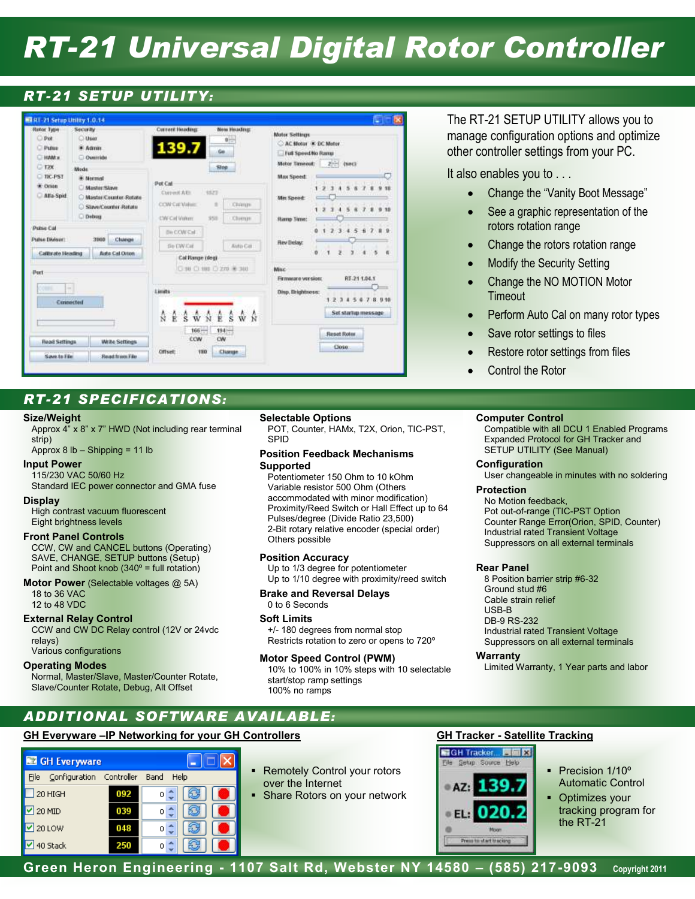# RT-21 Universal Digital Rotor Controller

## RT-21 SETUP UTILITY:

The RT-21 SETUP UTILITY allows you to manage configuration options and optimize other controller settings from your PC.

It also enables you to . . .

- Change the "Vanity Boot Message"
- See a graphic representation of the rotors rotation range
- Change the rotors rotation range
- Modify the Security Setting
- Change the NO MOTION Motor Timeout
- Perform Auto Cal on many rotor types
- Save rotor settings to files
- Restore rotor settings from files
- Control the Rotor

## RT-21 SPECIFICATIONS:

**Size/Weight**
Approx 4" x 8" x 7" HWD (Not including rear terminal strip)
Approx 8 lb – Shipping = 11 lb

**Input Power**
115/230 VAC 50/60 Hz
Standard IEC power connector and GMA fuse

**Display**
High contrast vacuum fluorescent
Eight brightness levels

**Front Panel Controls**
CCW, CW and CANCEL buttons (Operating)
SAVE, CHANGE, SETUP buttons (Setup)
Point and Shoot knob (340º = full rotation)

**Motor Power** (Selectable voltages @ 5A)
18 to 36 VAC
12 to 48 VDC

**External Relay Control**
CCW and CW DC Relay control (12V or 24vdc relays)
Various configurations

**Operating Modes**
Normal, Master/Slave, Master/Counter Rotate, Slave/Counter Rotate, Debug, Alt Offset

**Selectable Options**
POT, Counter, HAMx, T2X, Orion, TIC-PST, SPID

**Position Feedback Mechanisms Supported**
Potentiometer 150 Ohm to 10 kOhm
Variable resistor 500 Ohm (Others accommodated with minor modification)
Proximity/Reed Switch or Hall Effect up to 64 Pulses/degree (Divide Ratio 23,500)
2-Bit rotary relative encoder (special order)
Others possible

**Position Accuracy**
Up to 1/3 degree for potentiometer
Up to 1/10 degree with proximity/reed switch

**Brake and Reversal Delays**
0 to 6 Seconds

**Soft Limits**
+/- 180 degrees from normal stop
Restricts rotation to zero or opens to 720º

**Motor Speed Control (PWM)**
10% to 100% in 10% steps with 10 selectable start/stop ramp settings
100% no ramps

**Computer Control**
Compatible with all DCU 1 Enabled Programs
Expanded Protocol for GH Tracker and SETUP UTILITY (See Manual)

**Configuration**
User changeable in minutes with no soldering

**Protection**
No Motion feedback,
Pot out-of-range (TIC-PST Option
Counter Range Error(Orion, SPID, Counter)
Industrial rated Transient Voltage Suppressors on all external terminals

**Rear Panel**
8 Position barrier strip #6-32
Ground stud #6
Cable strain relief
USB-B
DB-9 RS-232
Industrial rated Transient Voltage Suppressors on all external terminals

**Warranty**
Limited Warranty, 1 Year parts and labor

## ADDITIONAL SOFTWARE AVAILABLE:

**GH Everyware –IP Networking for your GH Controllers**

- Remotely Control your rotors over the Internet
- Share Rotors on your network

**GH Tracker - Satellite Tracking**

- Precision 1/10º Automatic Control
- Optimizes your tracking program for the RT-21

**Green Heron Engineering - 1107 Salt Rd, Webster NY 14580 – (585) 217-9093** Copyright 2011